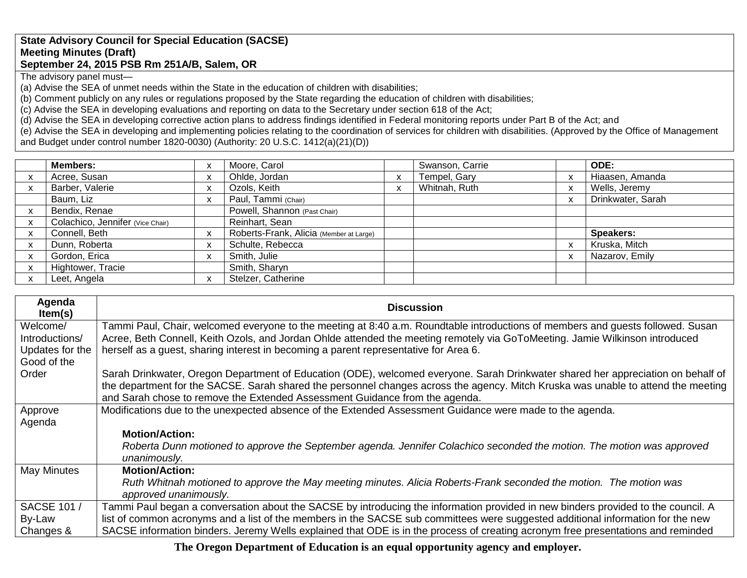**State Advisory Council for Special Education (SACSE)**
**Meeting Minutes (Draft)**
**September 24, 2015 PSB Rm 251A/B, Salem, OR**

The advisory panel must—
(a) Advise the SEA of unmet needs within the State in the education of children with disabilities;
(b) Comment publicly on any rules or regulations proposed by the State regarding the education of children with disabilities;
(c) Advise the SEA in developing evaluations and reporting on data to the Secretary under section 618 of the Act;
(d) Advise the SEA in developing corrective action plans to address findings identified in Federal monitoring reports under Part B of the Act; and
(e) Advise the SEA in developing and implementing policies relating to the coordination of services for children with disabilities. (Approved by the Office of Management and Budget under control number 1820-0030) (Authority: 20 U.S.C. 1412(a)(21)(D))

| | **Members:** | x | Moore, Carol | | Swanson, Carrie | | **ODE:** |
|---|---|---|---|---|---|---|---|
| x | Acree, Susan | x | Ohlde, Jordan | x | Tempel, Gary | x | Hiaasen, Amanda |
| x | Barber, Valerie | x | Ozols, Keith | x | Whitnah, Ruth | x | Wells, Jeremy |
| | Baum, Liz | x | Paul, Tammi (Chair) | | | x | Drinkwater, Sarah |
| x | Bendix, Renae | | Powell, Shannon (Past Chair) | | | | |
| x | Colachico, Jennifer (Vice Chair) | | Reinhart, Sean | | | | |
| x | Connell, Beth | x | Roberts-Frank, Alicia (Member at Large) | | | | **Speakers:** |
| x | Dunn, Roberta | x | Schulte, Rebecca | | | x | Kruska, Mitch |
| x | Gordon, Erica | x | Smith, Julie | | | x | Nazarov, Emily |
| x | Hightower, Tracie | | Smith, Sharyn | | | | |
| x | Leet, Angela | x | Stelzer, Catherine | | | | |

| Agenda Item(s) | Discussion |
|---|---|
| Welcome/ Introductions/ Updates for the Good of the Order | Tammi Paul, Chair, welcomed everyone to the meeting at 8:40 a.m. Roundtable introductions of members and guests followed. Susan Acree, Beth Connell, Keith Ozols, and Jordan Ohlde attended the meeting remotely via GoToMeeting. Jamie Wilkinson introduced herself as a guest, sharing interest in becoming a parent representative for Area 6.<br><br>Sarah Drinkwater, Oregon Department of Education (ODE), welcomed everyone. Sarah Drinkwater shared her appreciation on behalf of the department for the SACSE. Sarah shared the personnel changes across the agency. Mitch Kruska was unable to attend the meeting and Sarah chose to remove the Extended Assessment Guidance from the agenda. |
| Approve Agenda | Modifications due to the unexpected absence of the Extended Assessment Guidance were made to the agenda.<br><br>**Motion/Action:**<br>*Roberta Dunn motioned to approve the September agenda. Jennifer Colachico seconded the motion. The motion was approved unanimously.* |
| May Minutes | **Motion/Action:**<br>*Ruth Whitnah motioned to approve the May meeting minutes. Alicia Roberts-Frank seconded the motion. The motion was approved unanimously.* |
| SACSE 101 / By-Law Changes & | Tammi Paul began a conversation about the SACSE by introducing the information provided in new binders provided to the council. A list of common acronyms and a list of the members in the SACSE sub committees were suggested additional information for the new SACSE information binders. Jeremy Wells explained that ODE is in the process of creating acronym free presentations and reminded |

**The Oregon Department of Education is an equal opportunity agency and employer.**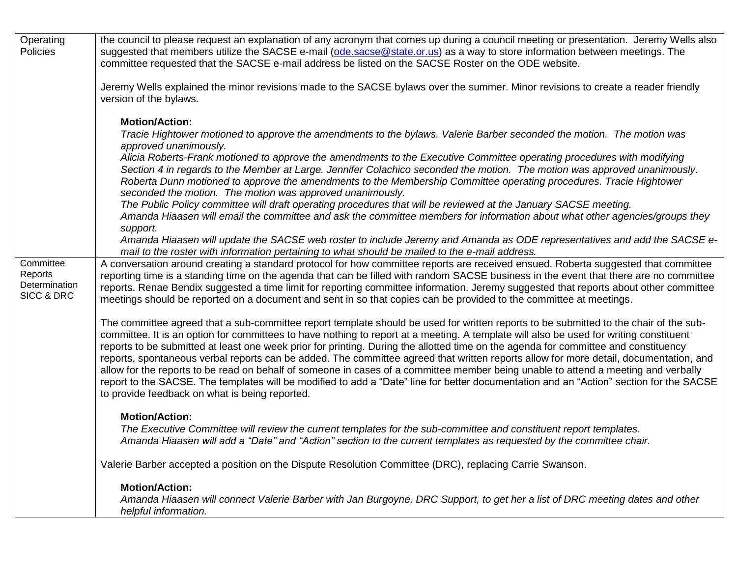| | |
|---|---|
| Operating Policies | the council to please request an explanation of any acronym that comes up during a council meeting or presentation. Jeremy Wells also suggested that members utilize the SACSE e-mail (ode.sacse@state.or.us) as a way to store information between meetings. The committee requested that the SACSE e-mail address be listed on the SACSE Roster on the ODE website.<br><br>Jeremy Wells explained the minor revisions made to the SACSE bylaws over the summer. Minor revisions to create a reader friendly version of the bylaws.<br><br>**Motion/Action:**<br>*Tracie Hightower motioned to approve the amendments to the bylaws. Valerie Barber seconded the motion. The motion was approved unanimously.*<br>*Alicia Roberts-Frank motioned to approve the amendments to the Executive Committee operating procedures with modifying Section 4 in regards to the Member at Large. Jennifer Colachico seconded the motion. The motion was approved unanimously.*<br>*Roberta Dunn motioned to approve the amendments to the Membership Committee operating procedures. Tracie Hightower seconded the motion. The motion was approved unanimously.*<br>*The Public Policy committee will draft operating procedures that will be reviewed at the January SACSE meeting.*<br>*Amanda Hiaasen will email the committee and ask the committee members for information about what other agencies/groups they support.*<br>*Amanda Hiaasen will update the SACSE web roster to include Jeremy and Amanda as ODE representatives and add the SACSE e-mail to the roster with information pertaining to what should be mailed to the e-mail address.* |
| Committee Reports Determination SICC & DRC | A conversation around creating a standard protocol for how committee reports are received ensued. Roberta suggested that committee reporting time is a standing time on the agenda that can be filled with random SACSE business in the event that there are no committee reports. Renae Bendix suggested a time limit for reporting committee information. Jeremy suggested that reports about other committee meetings should be reported on a document and sent in so that copies can be provided to the committee at meetings.<br><br>The committee agreed that a sub-committee report template should be used for written reports to be submitted to the chair of the sub-committee. It is an option for committees to have nothing to report at a meeting. A template will also be used for writing constituent reports to be submitted at least one week prior for printing. During the allotted time on the agenda for committee and constituency reports, spontaneous verbal reports can be added. The committee agreed that written reports allow for more detail, documentation, and allow for the reports to be read on behalf of someone in cases of a committee member being unable to attend a meeting and verbally report to the SACSE. The templates will be modified to add a "Date" line for better documentation and an "Action" section for the SACSE to provide feedback on what is being reported.<br><br>**Motion/Action:**<br>*The Executive Committee will review the current templates for the sub-committee and constituent report templates.*<br>*Amanda Hiaasen will add a "Date" and "Action" section to the current templates as requested by the committee chair.*<br><br>Valerie Barber accepted a position on the Dispute Resolution Committee (DRC), replacing Carrie Swanson.<br><br>**Motion/Action:**<br>*Amanda Hiaasen will connect Valerie Barber with Jan Burgoyne, DRC Support, to get her a list of DRC meeting dates and other helpful information.* |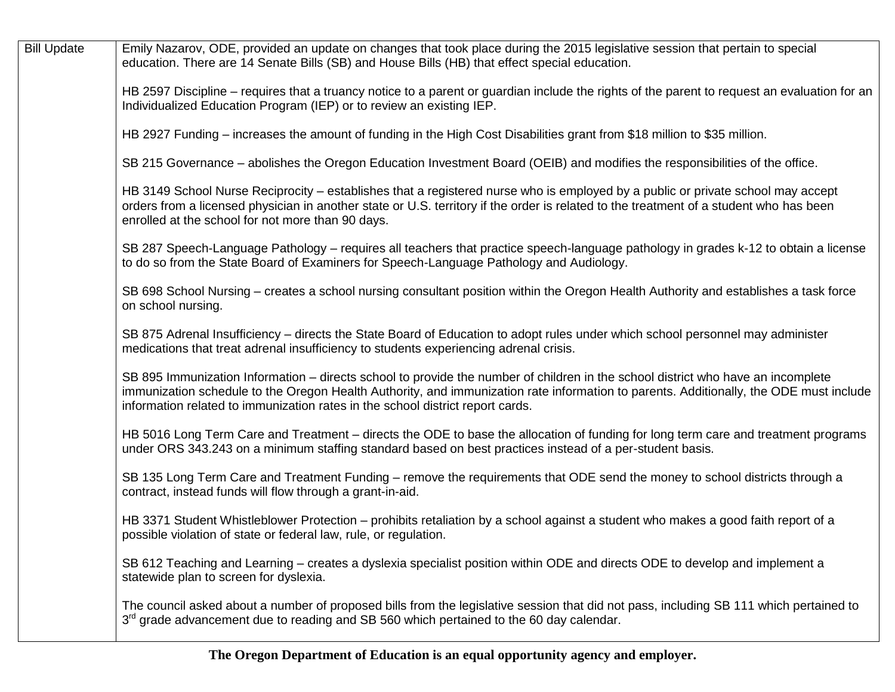| Bill Update | Emily Nazarov, ODE, provided an update on changes that took place during the 2015 legislative session that pertain to special education. There are 14 Senate Bills (SB) and House Bills (HB) that effect special education.<br><br>HB 2597 Discipline – requires that a truancy notice to a parent or guardian include the rights of the parent to request an evaluation for an Individualized Education Program (IEP) or to review an existing IEP.<br><br>HB 2927 Funding – increases the amount of funding in the High Cost Disabilities grant from $18 million to $35 million.<br><br>SB 215 Governance – abolishes the Oregon Education Investment Board (OEIB) and modifies the responsibilities of the office.<br><br>HB 3149 School Nurse Reciprocity – establishes that a registered nurse who is employed by a public or private school may accept orders from a licensed physician in another state or U.S. territory if the order is related to the treatment of a student who has been enrolled at the school for not more than 90 days.<br><br>SB 287 Speech-Language Pathology – requires all teachers that practice speech-language pathology in grades k-12 to obtain a license to do so from the State Board of Examiners for Speech-Language Pathology and Audiology.<br><br>SB 698 School Nursing – creates a school nursing consultant position within the Oregon Health Authority and establishes a task force on school nursing.<br><br>SB 875 Adrenal Insufficiency – directs the State Board of Education to adopt rules under which school personnel may administer medications that treat adrenal insufficiency to students experiencing adrenal crisis.<br><br>SB 895 Immunization Information – directs school to provide the number of children in the school district who have an incomplete immunization schedule to the Oregon Health Authority, and immunization rate information to parents. Additionally, the ODE must include information related to immunization rates in the school district report cards.<br><br>HB 5016 Long Term Care and Treatment – directs the ODE to base the allocation of funding for long term care and treatment programs under ORS 343.243 on a minimum staffing standard based on best practices instead of a per-student basis.<br><br>SB 135 Long Term Care and Treatment Funding – remove the requirements that ODE send the money to school districts through a contract, instead funds will flow through a grant-in-aid.<br><br>HB 3371 Student Whistleblower Protection – prohibits retaliation by a school against a student who makes a good faith report of a possible violation of state or federal law, rule, or regulation.<br><br>SB 612 Teaching and Learning – creates a dyslexia specialist position within ODE and directs ODE to develop and implement a statewide plan to screen for dyslexia.<br><br>The council asked about a number of proposed bills from the legislative session that did not pass, including SB 111 which pertained to 3rd grade advancement due to reading and SB 560 which pertained to the 60 day calendar. |
|---|---|

**The Oregon Department of Education is an equal opportunity agency and employer.**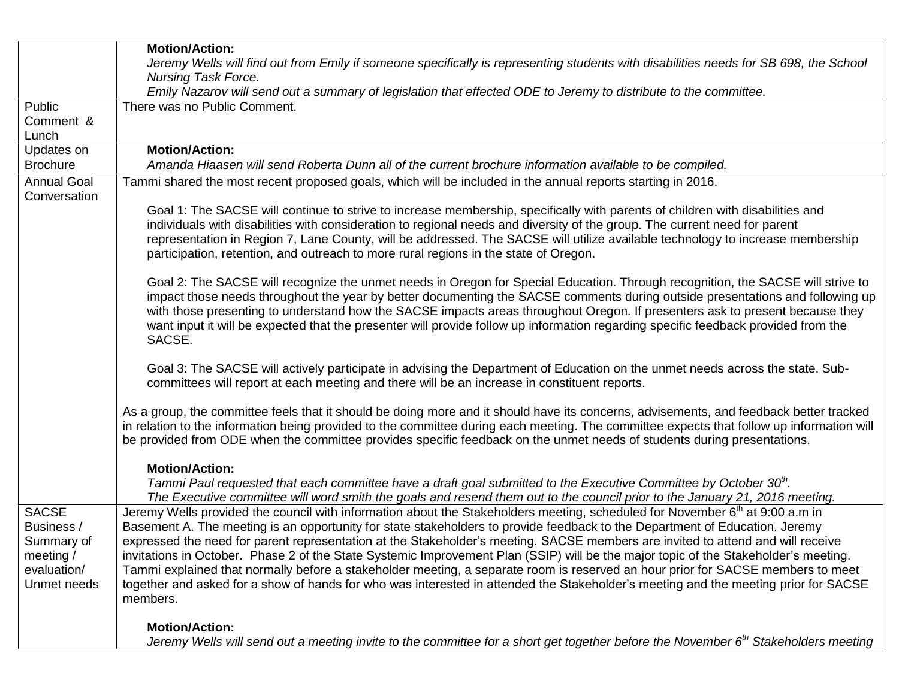| | |
|---|---|
| | **Motion/Action:**<br>*Jeremy Wells will find out from Emily if someone specifically is representing students with disabilities needs for SB 698, the School Nursing Task Force.*<br>*Emily Nazarov will send out a summary of legislation that effected ODE to Jeremy to distribute to the committee.* |
| Public Comment & Lunch | There was no Public Comment. |
| Updates on Brochure | **Motion/Action:**<br>*Amanda Hiaasen will send Roberta Dunn all of the current brochure information available to be compiled.* |
| Annual Goal Conversation | Tammi shared the most recent proposed goals, which will be included in the annual reports starting in 2016.<br><br>Goal 1: The SACSE will continue to strive to increase membership, specifically with parents of children with disabilities and individuals with disabilities with consideration to regional needs and diversity of the group. The current need for parent representation in Region 7, Lane County, will be addressed. The SACSE will utilize available technology to increase membership participation, retention, and outreach to more rural regions in the state of Oregon.<br><br>Goal 2: The SACSE will recognize the unmet needs in Oregon for Special Education. Through recognition, the SACSE will strive to impact those needs throughout the year by better documenting the SACSE comments during outside presentations and following up with those presenting to understand how the SACSE impacts areas throughout Oregon. If presenters ask to present because they want input it will be expected that the presenter will provide follow up information regarding specific feedback provided from the SACSE.<br><br>Goal 3: The SACSE will actively participate in advising the Department of Education on the unmet needs across the state. Sub-committees will report at each meeting and there will be an increase in constituent reports.<br><br>As a group, the committee feels that it should be doing more and it should have its concerns, advisements, and feedback better tracked in relation to the information being provided to the committee during each meeting. The committee expects that follow up information will be provided from ODE when the committee provides specific feedback on the unmet needs of students during presentations.<br><br>**Motion/Action:**<br>*Tammi Paul requested that each committee have a draft goal submitted to the Executive Committee by October 30th.*<br>*The Executive committee will word smith the goals and resend them out to the council prior to the January 21, 2016 meeting.* |
| SACSE Business / Summary of meeting / evaluation/ Unmet needs | Jeremy Wells provided the council with information about the Stakeholders meeting, scheduled for November 6th at 9:00 a.m in Basement A. The meeting is an opportunity for state stakeholders to provide feedback to the Department of Education. Jeremy expressed the need for parent representation at the Stakeholder's meeting. SACSE members are invited to attend and will receive invitations in October. Phase 2 of the State Systemic Improvement Plan (SSIP) will be the major topic of the Stakeholder's meeting. Tammi explained that normally before a stakeholder meeting, a separate room is reserved an hour prior for SACSE members to meet together and asked for a show of hands for who was interested in attended the Stakeholder's meeting and the meeting prior for SACSE members.<br><br>**Motion/Action:**<br>*Jeremy Wells will send out a meeting invite to the committee for a short get together before the November 6th Stakeholders meeting* |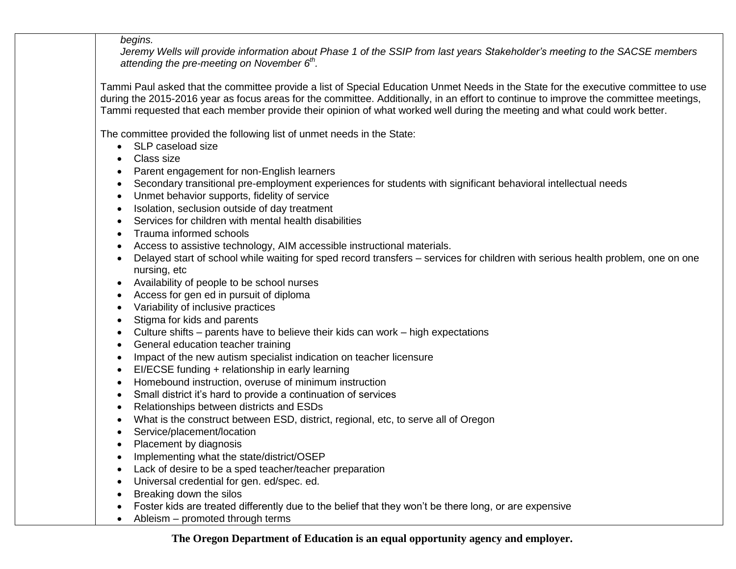| | |
|---|---|
| | *begins.*<br>*Jeremy Wells will provide information about Phase 1 of the SSIP from last years Stakeholder's meeting to the SACSE members attending the pre-meeting on November 6th.*<br><br>Tammi Paul asked that the committee provide a list of Special Education Unmet Needs in the State for the executive committee to use during the 2015-2016 year as focus areas for the committee. Additionally, in an effort to continue to improve the committee meetings, Tammi requested that each member provide their opinion of what worked well during the meeting and what could work better.<br><br>The committee provided the following list of unmet needs in the State:<br>• SLP caseload size<br>• Class size<br>• Parent engagement for non-English learners<br>• Secondary transitional pre-employment experiences for students with significant behavioral intellectual needs<br>• Unmet behavior supports, fidelity of service<br>• Isolation, seclusion outside of day treatment<br>• Services for children with mental health disabilities<br>• Trauma informed schools<br>• Access to assistive technology, AIM accessible instructional materials.<br>• Delayed start of school while waiting for sped record transfers – services for children with serious health problem, one on one nursing, etc<br>• Availability of people to be school nurses<br>• Access for gen ed in pursuit of diploma<br>• Variability of inclusive practices<br>• Stigma for kids and parents<br>• Culture shifts – parents have to believe their kids can work – high expectations<br>• General education teacher training<br>• Impact of the new autism specialist indication on teacher licensure<br>• EI/ECSE funding + relationship in early learning<br>• Homebound instruction, overuse of minimum instruction<br>• Small district it's hard to provide a continuation of services<br>• Relationships between districts and ESDs<br>• What is the construct between ESD, district, regional, etc, to serve all of Oregon<br>• Service/placement/location<br>• Placement by diagnosis<br>• Implementing what the state/district/OSEP<br>• Lack of desire to be a sped teacher/teacher preparation<br>• Universal credential for gen. ed/spec. ed.<br>• Breaking down the silos<br>• Foster kids are treated differently due to the belief that they won't be there long, or are expensive<br>• Ableism – promoted through terms |

**The Oregon Department of Education is an equal opportunity agency and employer.**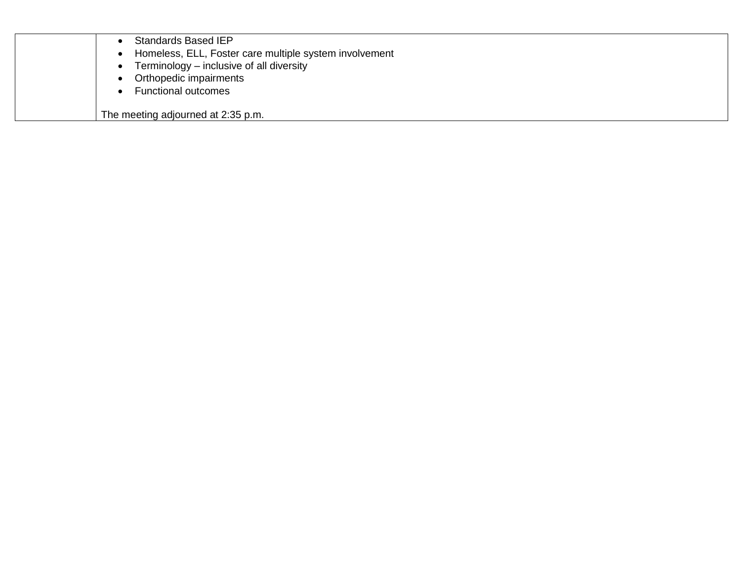| | |
|---|---|
| | • Standards Based IEP<br>• Homeless, ELL, Foster care multiple system involvement<br>• Terminology – inclusive of all diversity<br>• Orthopedic impairments<br>• Functional outcomes<br><br>The meeting adjourned at 2:35 p.m. |